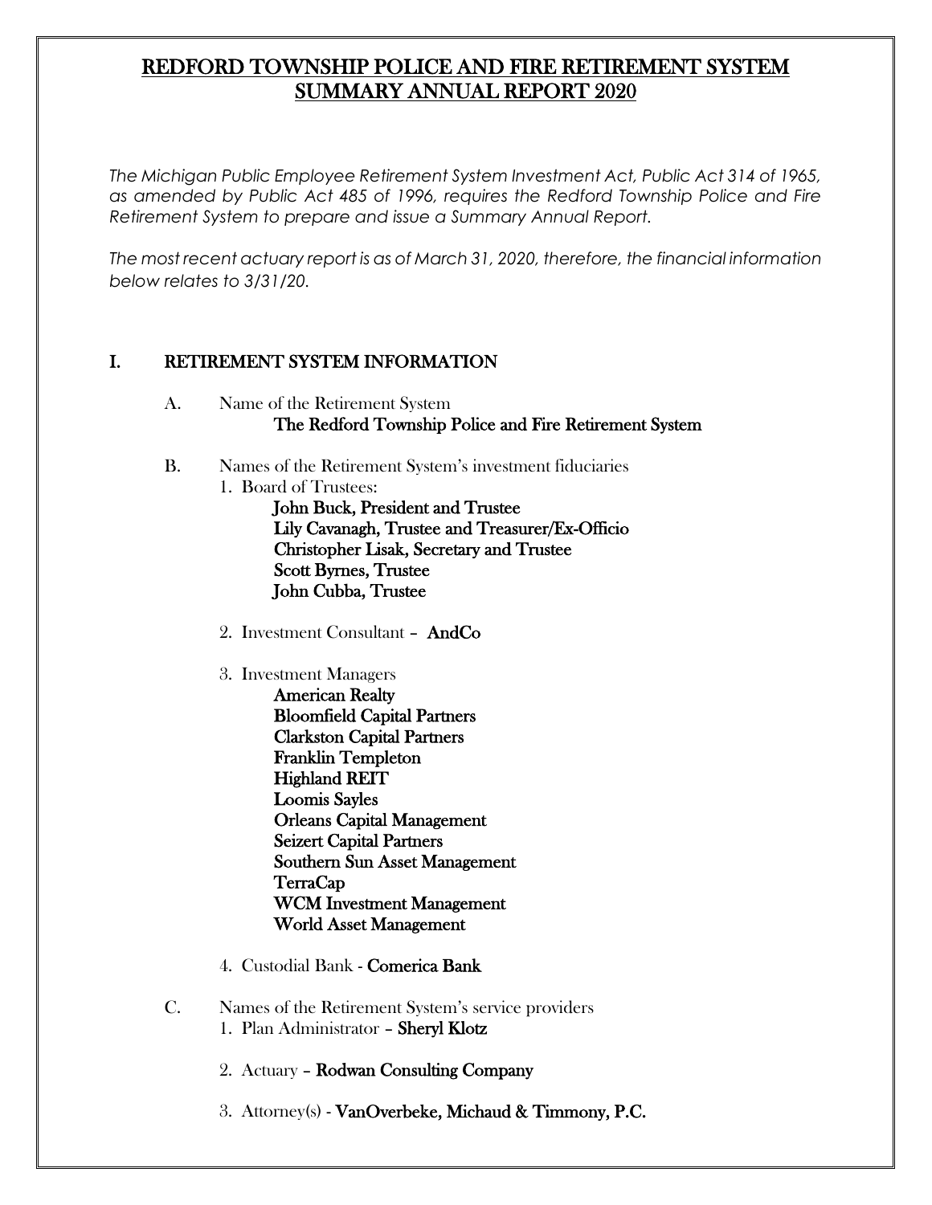# REDFORD TOWNSHIP POLICE AND FIRE RETIREMENT SYSTEM SUMMARY ANNUAL REPORT 2020

*The Michigan Public Employee Retirement System Investment Act, Public Act 314 of 1965, as amended by Public Act 485 of 1996, requires the Redford Township Police and Fire Retirement System to prepare and issue a Summary Annual Report.*

*The most recent actuary report is as of March 31, 2020, therefore, the financial information below relates to 3/31/20.*

## I. RETIREMENT SYSTEM INFORMATION

A. Name of the Retirement System
   **The Redford Township Police and Fire Retirement System**

B. Names of the Retirement System's investment fiduciaries

1. Board of Trustees:
   - **John Buck, President and Trustee**
   - **Lily Cavanagh, Trustee and Treasurer/Ex-Officio**
   - **Christopher Lisak, Secretary and Trustee**
   - **Scott Byrnes, Trustee**
   - **John Cubba, Trustee**

2. Investment Consultant – **AndCo**

3. Investment Managers
   - **American Realty**
   - **Bloomfield Capital Partners**
   - **Clarkston Capital Partners**
   - **Franklin Templeton**
   - **Highland REIT**
   - **Loomis Sayles**
   - **Orleans Capital Management**
   - **Seizert Capital Partners**
   - **Southern Sun Asset Management**
   - **TerraCap**
   - **WCM Investment Management**
   - **World Asset Management**

4. Custodial Bank - **Comerica Bank**

C. Names of the Retirement System's service providers

1. Plan Administrator – **Sheryl Klotz**

2. Actuary – **Rodwan Consulting Company**

3. Attorney(s) - **VanOverbeke, Michaud & Timmony, P.C.**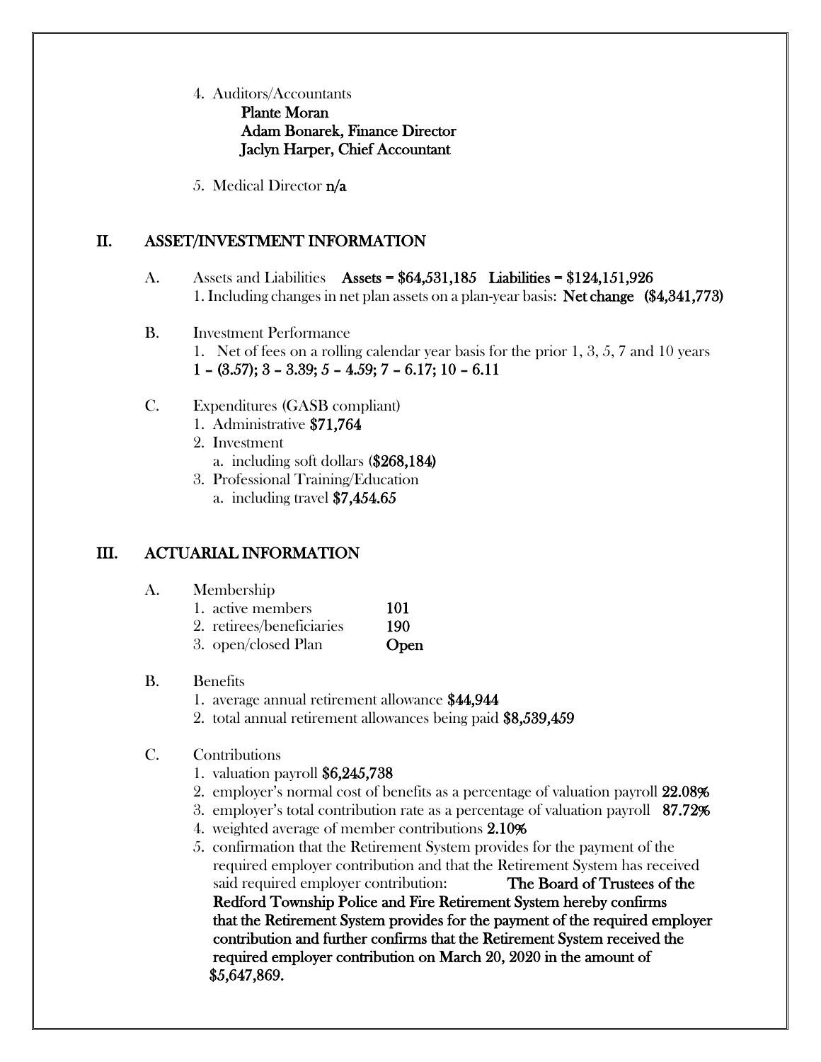4. Auditors/Accountants
   **Plante Moran**
   **Adam Bonarek, Finance Director**
   **Jaclyn Harper, Chief Accountant**

5. Medical Director **n/a**

## II. ASSET/INVESTMENT INFORMATION

A. Assets and Liabilities **Assets = $64,531,185 Liabilities = $124,151,926**
   1. Including changes in net plan assets on a plan-year basis: **Net change ($4,341,773)**

B. Investment Performance
   1. Net of fees on a rolling calendar year basis for the prior 1, 3, 5, 7 and 10 years
   **1 – (3.57); 3 – 3.39; 5 – 4.59; 7 – 6.17; 10 – 6.11**

C. Expenditures (GASB compliant)
   1. Administrative **$71,764**
   2. Investment
      a. including soft dollars (**$268,184)**
   3. Professional Training/Education
      a. including travel **$7,454.65**

## III. ACTUARIAL INFORMATION

A. Membership
   1. active members **101**
   2. retirees/beneficiaries **190**
   3. open/closed Plan **Open**

B. Benefits
   1. average annual retirement allowance **$44,944**
   2. total annual retirement allowances being paid **$8,539,459**

C. Contributions
   1. valuation payroll **$6,245,738**
   2. employer's normal cost of benefits as a percentage of valuation payroll **22.08%**
   3. employer's total contribution rate as a percentage of valuation payroll **87.72%**
   4. weighted average of member contributions **2.10%**
   5. confirmation that the Retirement System provides for the payment of the required employer contribution and that the Retirement System has received said required employer contribution: **The Board of Trustees of the Redford Township Police and Fire Retirement System hereby confirms that the Retirement System provides for the payment of the required employer contribution and further confirms that the Retirement System received the required employer contribution on March 20, 2020 in the amount of $5,647,869.**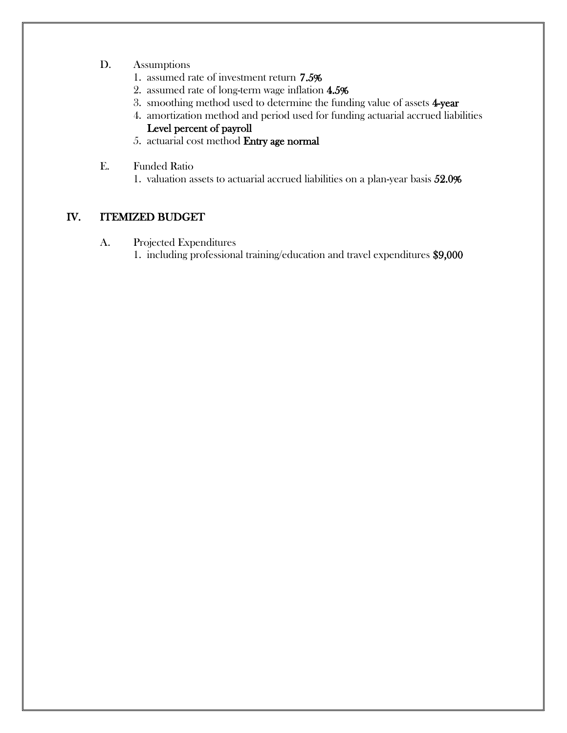D. Assumptions

1. assumed rate of investment return **7.5%**
2. assumed rate of long-term wage inflation **4.5%**
3. smoothing method used to determine the funding value of assets **4-year**
4. amortization method and period used for funding actuarial accrued liabilities **Level percent of payroll**
5. actuarial cost method **Entry age normal**

E. Funded Ratio

1. valuation assets to actuarial accrued liabilities on a plan-year basis **52.0%**

## IV. ITEMIZED BUDGET

A. Projected Expenditures

1. including professional training/education and travel expenditures **$9,000**